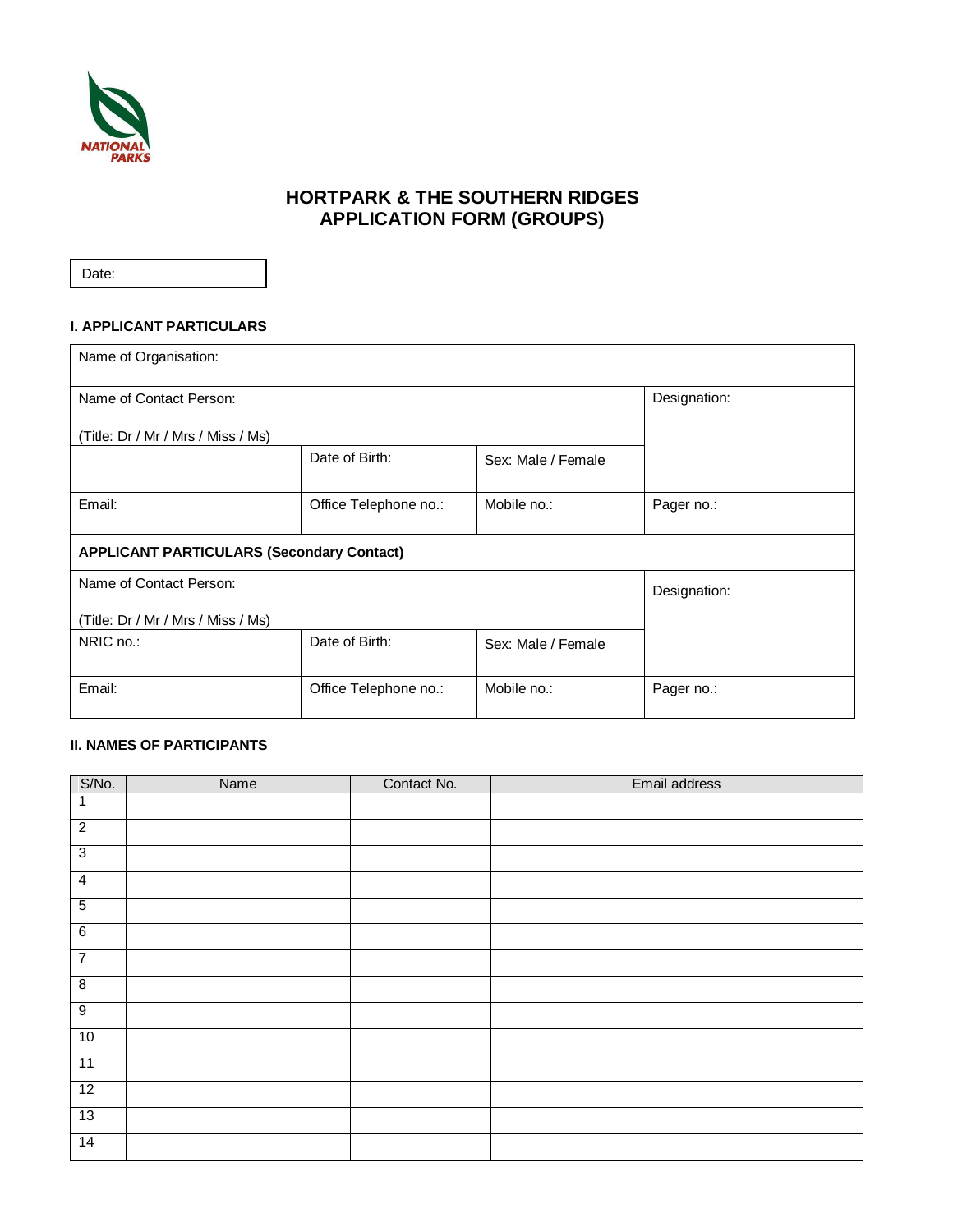NATIONAL PARKS

# HORTPARK & THE SOUTHERN RIDGES
# APPLICATION FORM (GROUPS)

| Date: |
|---|

### I. APPLICANT PARTICULARS

| Name of Organisation: | | | |
|---|---|---|---|
| Name of Contact Person:<br><br>(Title: Dr / Mr / Mrs / Miss / Ms) | | | Designation: |
| | Date of Birth: | Sex: Male / Female | |
| Email: | Office Telephone no.: | Mobile no.: | Pager no.: |
| **APPLICANT PARTICULARS (Secondary Contact)** | | | |
| Name of Contact Person:<br><br>(Title: Dr / Mr / Mrs / Miss / Ms) | | | Designation: |
| NRIC no.: | Date of Birth: | Sex: Male / Female | |
| Email: | Office Telephone no.: | Mobile no.: | Pager no.: |

### II. NAMES OF PARTICIPANTS

| S/No. | Name | Contact No. | Email address |
|---|---|---|---|
| 1 | | | |
| 2 | | | |
| 3 | | | |
| 4 | | | |
| 5 | | | |
| 6 | | | |
| 7 | | | |
| 8 | | | |
| 9 | | | |
| 10 | | | |
| 11 | | | |
| 12 | | | |
| 13 | | | |
| 14 | | | |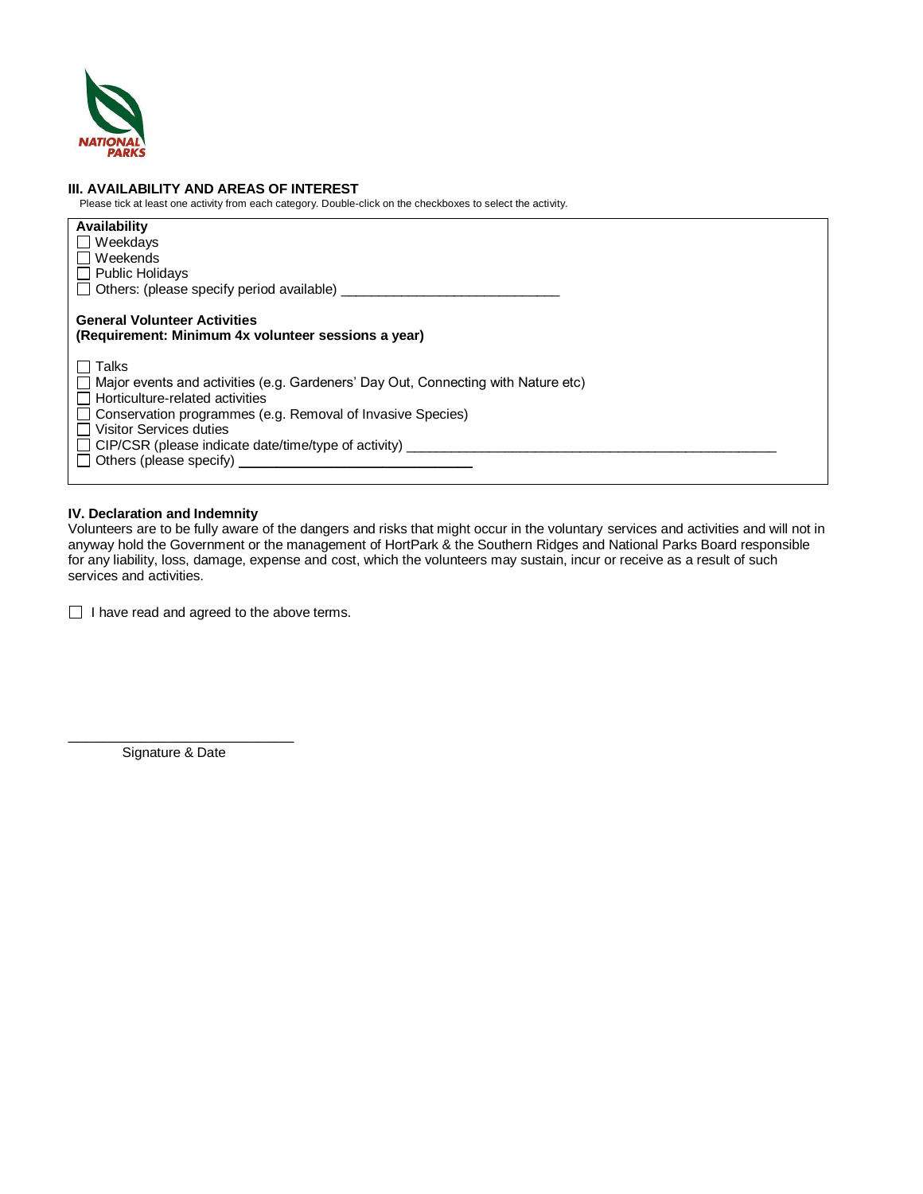NATIONAL PARKS

### III. AVAILABILITY AND AREAS OF INTEREST

Please tick at least one activity from each category. Double-click on the checkboxes to select the activity.

**Availability**

- ☐ Weekdays
- ☐ Weekends
- ☐ Public Holidays
- ☐ Others: (please specify period available) ____________________________

**General Volunteer Activities**
**(Requirement: Minimum 4x volunteer sessions a year)**

- ☐ Talks
- ☐ Major events and activities (e.g. Gardeners' Day Out, Connecting with Nature etc)
- ☐ Horticulture-related activities
- ☐ Conservation programmes (e.g. Removal of Invasive Species)
- ☐ Visitor Services duties
- ☐ CIP/CSR (please indicate date/time/type of activity) ________________________________________________
- ☐ Others (please specify) ______________________________

### IV. Declaration and Indemnity

Volunteers are to be fully aware of the dangers and risks that might occur in the voluntary services and activities and will not in anyway hold the Government or the management of HortPark & the Southern Ridges and National Parks Board responsible for any liability, loss, damage, expense and cost, which the volunteers may sustain, incur or receive as a result of such services and activities.

☐ I have read and agreed to the above terms.

_____________________________
Signature & Date